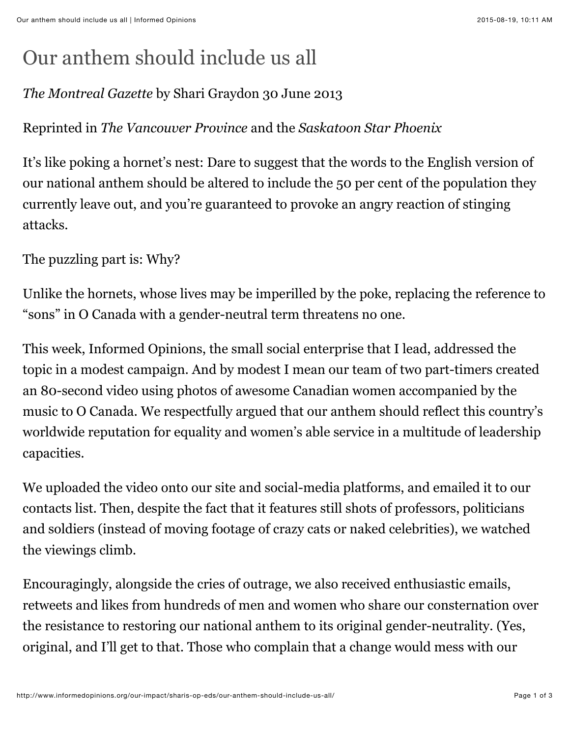# Our anthem should include us all

*The Montreal Gazette* by Shari Graydon 30 June 2013

Reprinted in *The Vancouver Province* and the *Saskatoon Star Phoenix*

It's like poking a hornet's nest: Dare to suggest that the words to the English version of our national anthem should be altered to include the 50 per cent of the population they currently leave out, and you're guaranteed to provoke an angry reaction of stinging attacks.

The puzzling part is: Why?

Unlike the hornets, whose lives may be imperilled by the poke, replacing the reference to "sons" in O Canada with a gender-neutral term threatens no one.

This week, Informed Opinions, the small social enterprise that I lead, addressed the topic in a modest campaign. And by modest I mean our team of two part-timers created an 80-second video using photos of awesome Canadian women accompanied by the music to O Canada. We respectfully argued that our anthem should reflect this country's worldwide reputation for equality and women's able service in a multitude of leadership capacities.

We uploaded the video onto our site and social-media platforms, and emailed it to our contacts list. Then, despite the fact that it features still shots of professors, politicians and soldiers (instead of moving footage of crazy cats or naked celebrities), we watched the viewings climb.

Encouragingly, alongside the cries of outrage, we also received enthusiastic emails, retweets and likes from hundreds of men and women who share our consternation over the resistance to restoring our national anthem to its original gender-neutrality. (Yes, original, and I'll get to that. Those who complain that a change would mess with our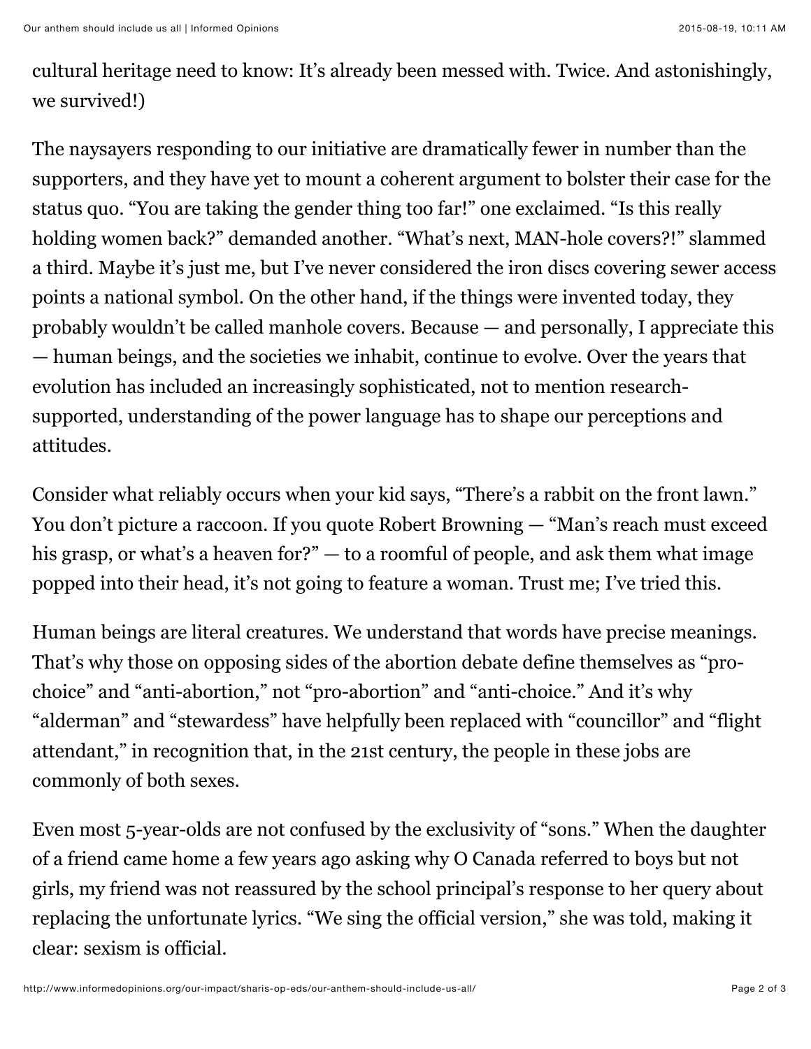cultural heritage need to know: It's already been messed with. Twice. And astonishingly, we survived!)

The naysayers responding to our initiative are dramatically fewer in number than the supporters, and they have yet to mount a coherent argument to bolster their case for the status quo. "You are taking the gender thing too far!" one exclaimed. "Is this really holding women back?" demanded another. "What's next, MAN-hole covers?!" slammed a third. Maybe it's just me, but I've never considered the iron discs covering sewer access points a national symbol. On the other hand, if the things were invented today, they probably wouldn't be called manhole covers. Because — and personally, I appreciate this — human beings, and the societies we inhabit, continue to evolve. Over the years that evolution has included an increasingly sophisticated, not to mention research-supported, understanding of the power language has to shape our perceptions and attitudes.

Consider what reliably occurs when your kid says, "There's a rabbit on the front lawn." You don't picture a raccoon. If you quote Robert Browning — "Man's reach must exceed his grasp, or what's a heaven for?" — to a roomful of people, and ask them what image popped into their head, it's not going to feature a woman. Trust me; I've tried this.

Human beings are literal creatures. We understand that words have precise meanings. That's why those on opposing sides of the abortion debate define themselves as "pro-choice" and "anti-abortion," not "pro-abortion" and "anti-choice." And it's why "alderman" and "stewardess" have helpfully been replaced with "councillor" and "flight attendant," in recognition that, in the 21st century, the people in these jobs are commonly of both sexes.

Even most 5-year-olds are not confused by the exclusivity of "sons." When the daughter of a friend came home a few years ago asking why O Canada referred to boys but not girls, my friend was not reassured by the school principal's response to her query about replacing the unfortunate lyrics. "We sing the official version," she was told, making it clear: sexism is official.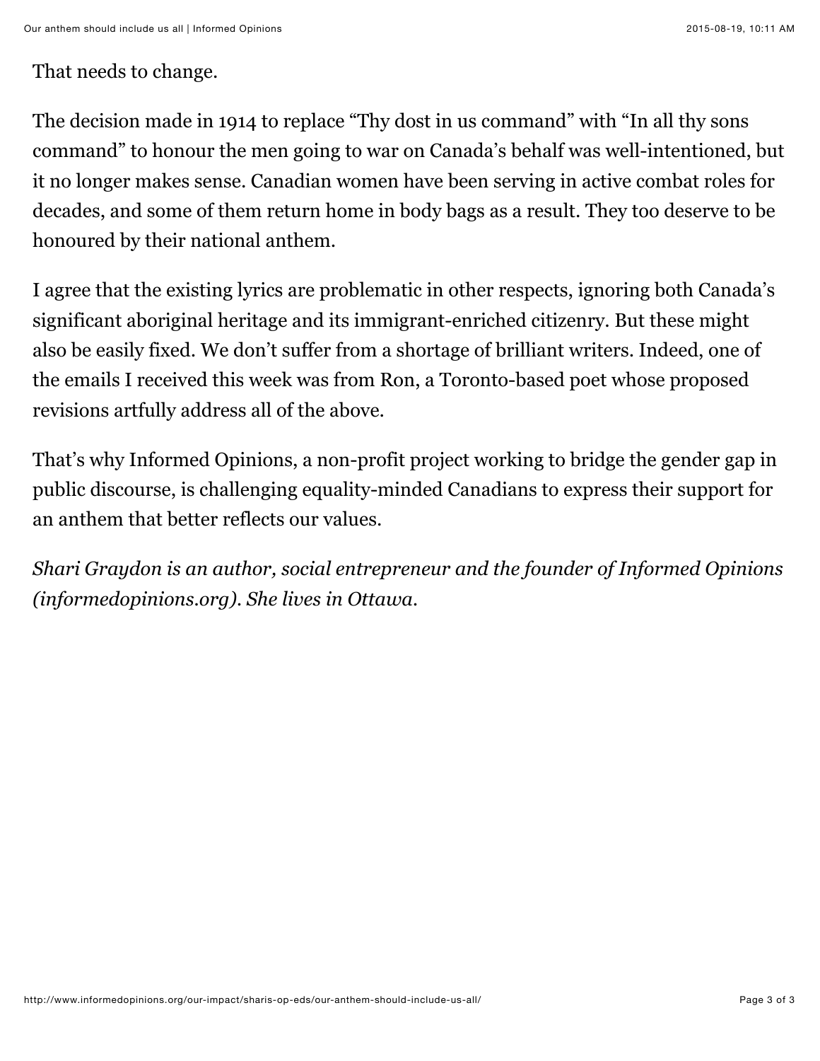That needs to change.

The decision made in 1914 to replace “Thy dost in us command” with “In all thy sons command” to honour the men going to war on Canada’s behalf was well-intentioned, but it no longer makes sense. Canadian women have been serving in active combat roles for decades, and some of them return home in body bags as a result. They too deserve to be honoured by their national anthem.

I agree that the existing lyrics are problematic in other respects, ignoring both Canada’s significant aboriginal heritage and its immigrant-enriched citizenry. But these might also be easily fixed. We don’t suffer from a shortage of brilliant writers. Indeed, one of the emails I received this week was from Ron, a Toronto-based poet whose proposed revisions artfully address all of the above.

That’s why Informed Opinions, a non-profit project working to bridge the gender gap in public discourse, is challenging equality-minded Canadians to express their support for an anthem that better reflects our values.

*Shari Graydon is an author, social entrepreneur and the founder of Informed Opinions (informedopinions.org). She lives in Ottawa.*